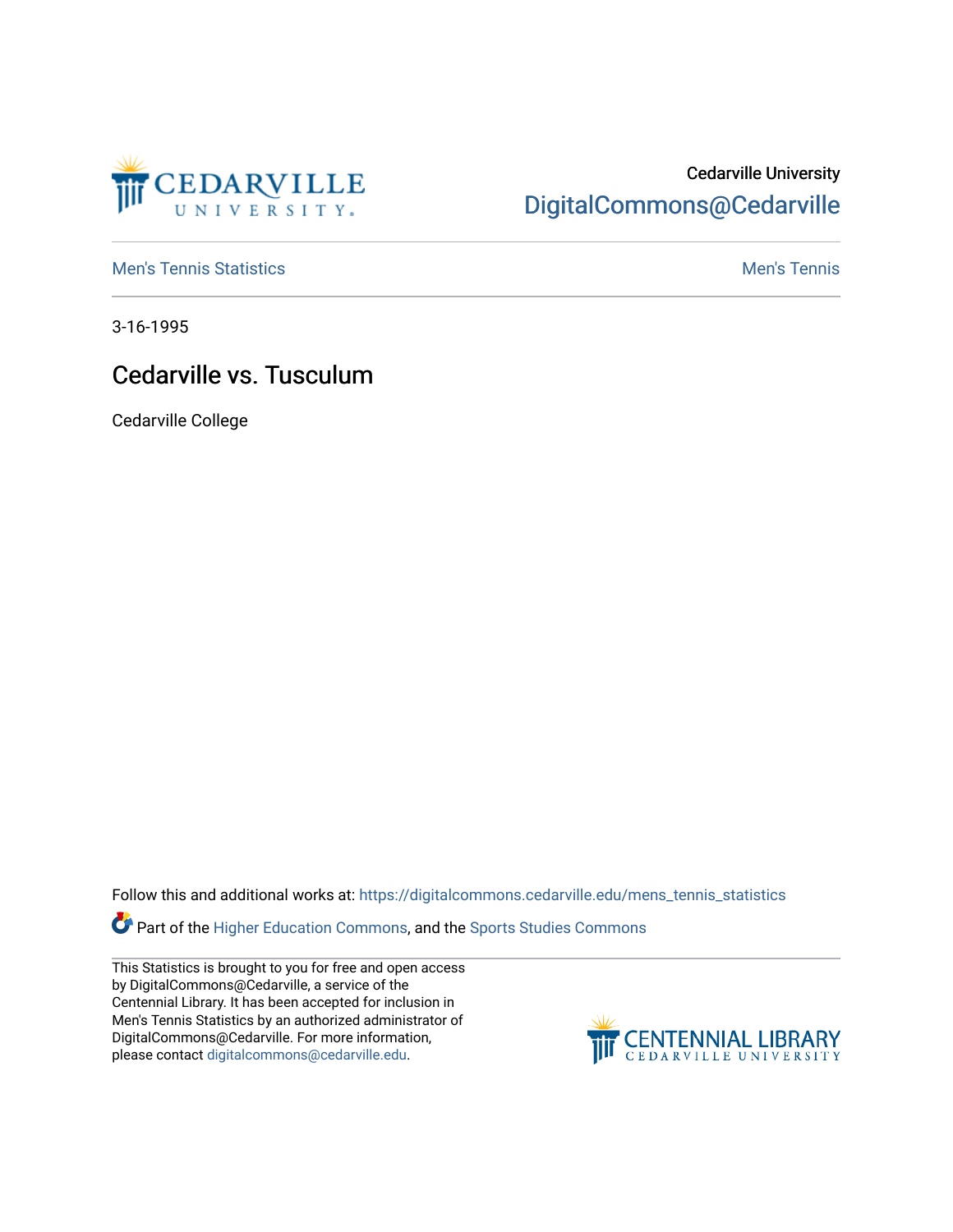Cedarville University
DigitalCommons@Cedarville

Men's Tennis Statistics | Men's Tennis

3-16-1995

# Cedarville vs. Tusculum

Cedarville College

Follow this and additional works at: https://digitalcommons.cedarville.edu/mens_tennis_statistics

Part of the Higher Education Commons, and the Sports Studies Commons

This Statistics is brought to you for free and open access by DigitalCommons@Cedarville, a service of the Centennial Library. It has been accepted for inclusion in Men's Tennis Statistics by an authorized administrator of DigitalCommons@Cedarville. For more information, please contact digitalcommons@cedarville.edu.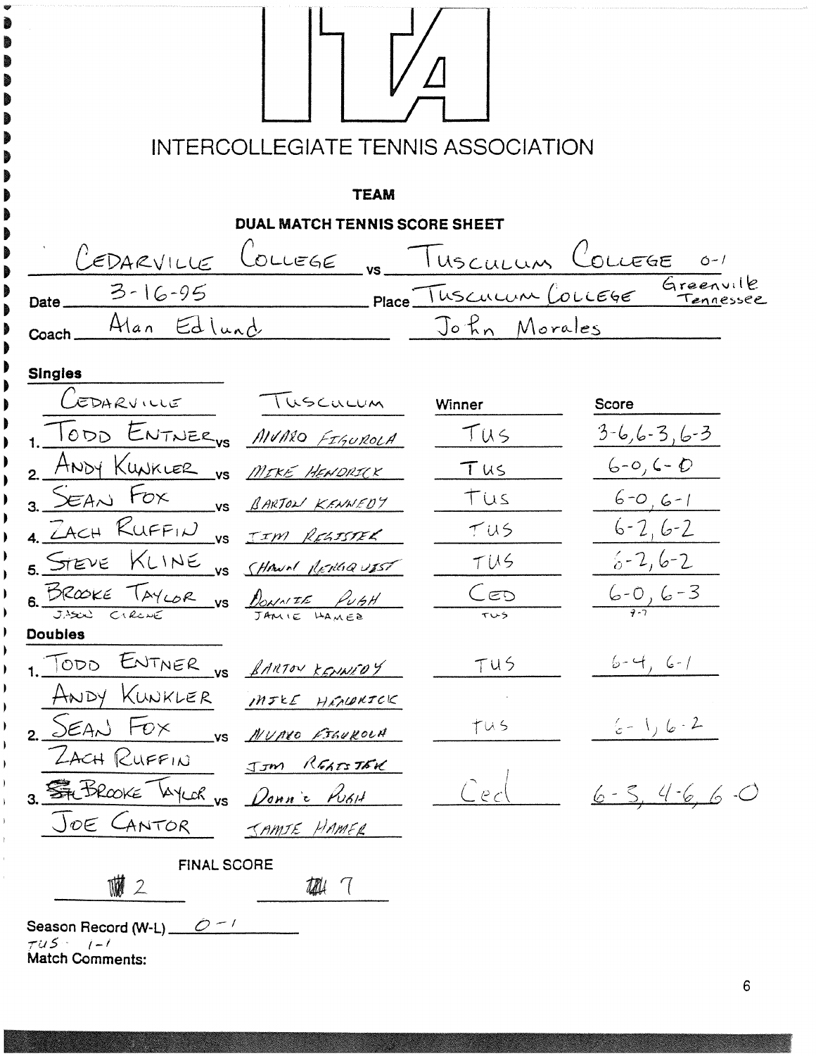# INTERCOLLEGIATE TENNIS ASSOCIATION

**TEAM**

**DUAL MATCH TENNIS SCORE SHEET**

Cedarville College vs. Tusculum College 0-1

Date 3-16-95 Place Tusculum College Greenville Tennessee

Coach Alan Edlund John Morales

**Singles**

| Cedarville | | Tusculum | Winner | Score |
|---|---|---|---|---|
| 1. Todd Entner | vs | Alvaro Figurola | Tus | 3-6, 6-3, 6-3 |
| 2. Andy Kunkler | vs | Mike Hendrick | Tus | 6-0, 6-0 |
| 3. Sean Fox | vs | Barton Kennedy | Tus | 6-0, 6-1 |
| 4. Zach Ruffin | vs | Tim Register | Tus | 6-2, 6-2 |
| 5. Steve Kline | vs | Shawn Renquist | Tus | 6-2, 6-2 |
| 6. Brooke Taylor | vs | Donnie Pugh | Ced | 6-0, 6-3 |
| Jason Cirone | | Jamie Hamer | Tus | 9-7 |

**Doubles**

| Cedarville | | Tusculum | Winner | Score |
|---|---|---|---|---|
| 1. Todd Entner / Andy Kunkler | vs | Barton Kennedy / Mike Hendrick | Tus | 6-4, 6-1 |
| 2. Sean Fox / Zach Ruffin | vs | Alvaro Figurola / Jim Register | Tus | 6-1, 6-2 |
| 3. ~~St~~ Brooke Taylor / Joe Cantor | vs | Donnie Pugh / Jamie Hamer | Ced | 6-3, 4-6, 6-0 |

**FINAL SCORE**

2 7

Season Record (W-L) 0-1

TUS 1-1

Match Comments: